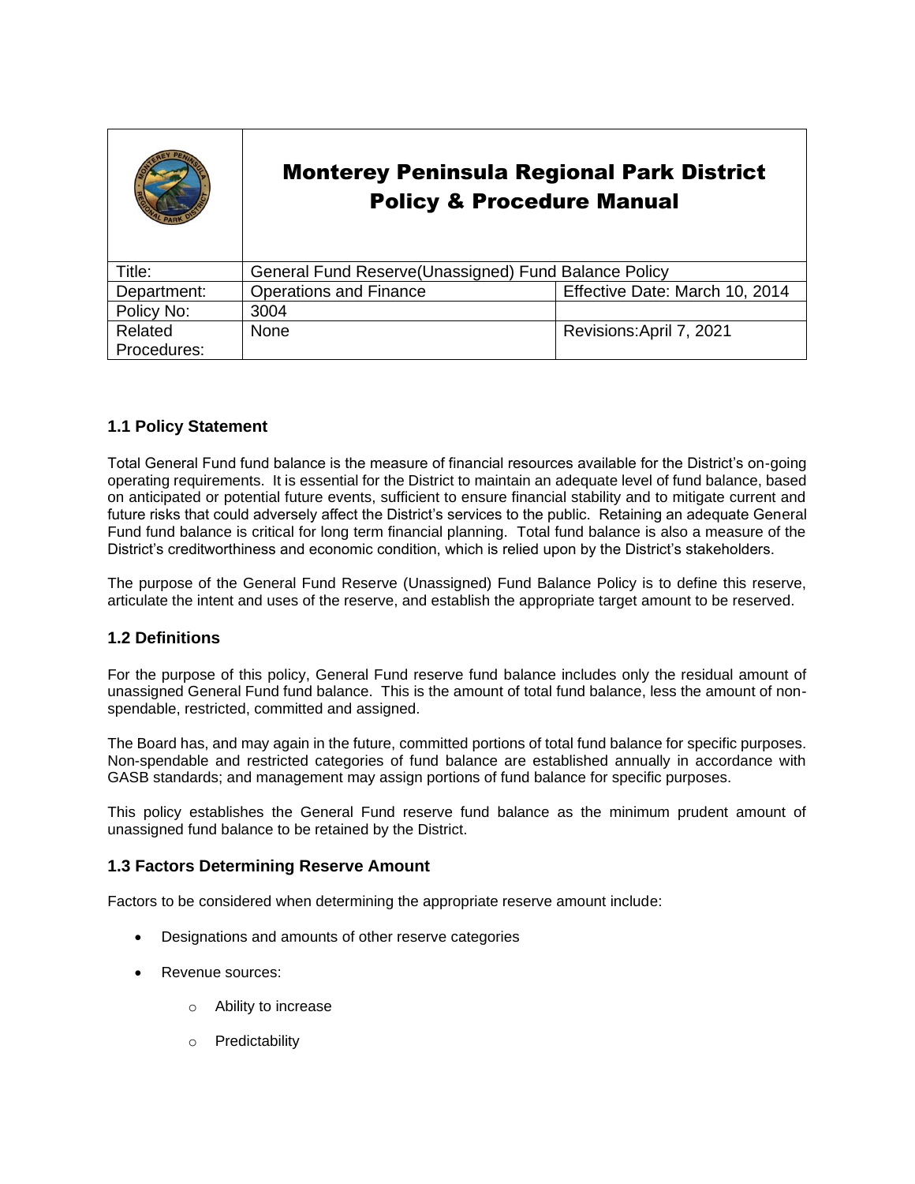# Monterey Peninsula Regional Park District Policy & Procedure Manual

| Title: | General Fund Reserve(Unassigned) Fund Balance Policy | |
|---|---|---|
| Department: | Operations and Finance | Effective Date: March 10, 2014 |
| Policy No: | 3004 | |
| Related Procedures: | None | Revisions:April 7, 2021 |

## 1.1 Policy Statement

Total General Fund fund balance is the measure of financial resources available for the District's on-going operating requirements. It is essential for the District to maintain an adequate level of fund balance, based on anticipated or potential future events, sufficient to ensure financial stability and to mitigate current and future risks that could adversely affect the District's services to the public. Retaining an adequate General Fund fund balance is critical for long term financial planning. Total fund balance is also a measure of the District's creditworthiness and economic condition, which is relied upon by the District's stakeholders.

The purpose of the General Fund Reserve (Unassigned) Fund Balance Policy is to define this reserve, articulate the intent and uses of the reserve, and establish the appropriate target amount to be reserved.

## 1.2 Definitions

For the purpose of this policy, General Fund reserve fund balance includes only the residual amount of unassigned General Fund fund balance. This is the amount of total fund balance, less the amount of non-spendable, restricted, committed and assigned.

The Board has, and may again in the future, committed portions of total fund balance for specific purposes. Non-spendable and restricted categories of fund balance are established annually in accordance with GASB standards; and management may assign portions of fund balance for specific purposes.

This policy establishes the General Fund reserve fund balance as the minimum prudent amount of unassigned fund balance to be retained by the District.

## 1.3 Factors Determining Reserve Amount

Factors to be considered when determining the appropriate reserve amount include:

- Designations and amounts of other reserve categories
- Revenue sources:
  - Ability to increase
  - Predictability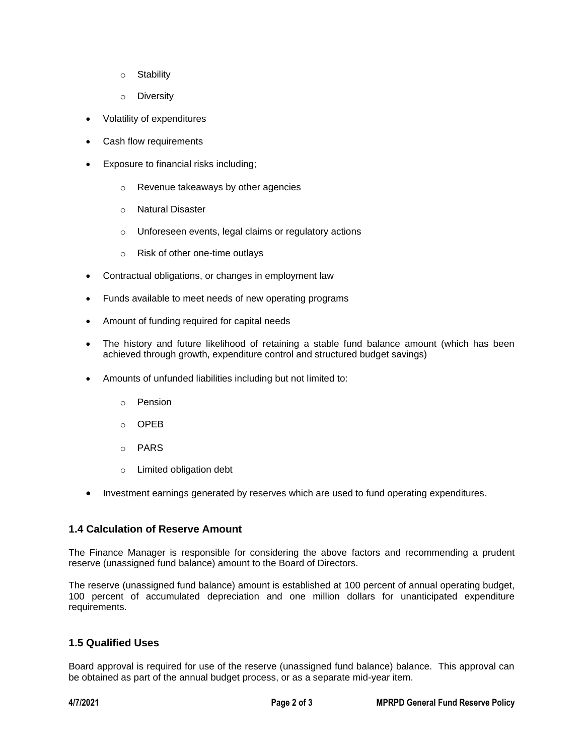- Stability
  - Diversity
- Volatility of expenditures
- Cash flow requirements
- Exposure to financial risks including;
  - Revenue takeaways by other agencies
  - Natural Disaster
  - Unforeseen events, legal claims or regulatory actions
  - Risk of other one-time outlays
- Contractual obligations, or changes in employment law
- Funds available to meet needs of new operating programs
- Amount of funding required for capital needs
- The history and future likelihood of retaining a stable fund balance amount (which has been achieved through growth, expenditure control and structured budget savings)
- Amounts of unfunded liabilities including but not limited to:
  - Pension
  - OPEB
  - PARS
  - Limited obligation debt
- Investment earnings generated by reserves which are used to fund operating expenditures.

### 1.4 Calculation of Reserve Amount

The Finance Manager is responsible for considering the above factors and recommending a prudent reserve (unassigned fund balance) amount to the Board of Directors.

The reserve (unassigned fund balance) amount is established at 100 percent of annual operating budget, 100 percent of accumulated depreciation and one million dollars for unanticipated expenditure requirements.

### 1.5 Qualified Uses

Board approval is required for use of the reserve (unassigned fund balance) balance. This approval can be obtained as part of the annual budget process, or as a separate mid-year item.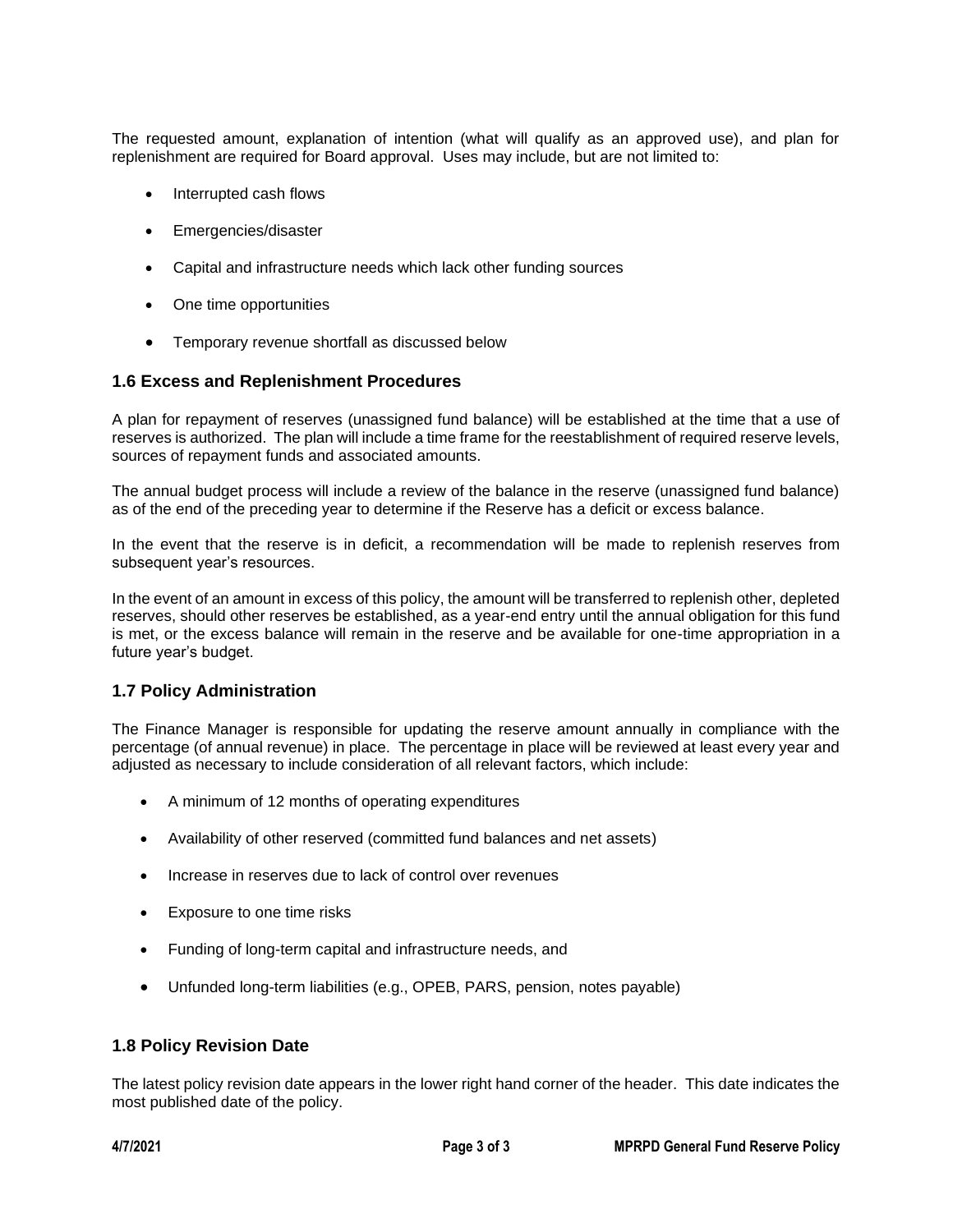The requested amount, explanation of intention (what will qualify as an approved use), and plan for replenishment are required for Board approval. Uses may include, but are not limited to:

- Interrupted cash flows
- Emergencies/disaster
- Capital and infrastructure needs which lack other funding sources
- One time opportunities
- Temporary revenue shortfall as discussed below

### 1.6 Excess and Replenishment Procedures

A plan for repayment of reserves (unassigned fund balance) will be established at the time that a use of reserves is authorized. The plan will include a time frame for the reestablishment of required reserve levels, sources of repayment funds and associated amounts.

The annual budget process will include a review of the balance in the reserve (unassigned fund balance) as of the end of the preceding year to determine if the Reserve has a deficit or excess balance.

In the event that the reserve is in deficit, a recommendation will be made to replenish reserves from subsequent year's resources.

In the event of an amount in excess of this policy, the amount will be transferred to replenish other, depleted reserves, should other reserves be established, as a year-end entry until the annual obligation for this fund is met, or the excess balance will remain in the reserve and be available for one-time appropriation in a future year's budget.

### 1.7 Policy Administration

The Finance Manager is responsible for updating the reserve amount annually in compliance with the percentage (of annual revenue) in place. The percentage in place will be reviewed at least every year and adjusted as necessary to include consideration of all relevant factors, which include:

- A minimum of 12 months of operating expenditures
- Availability of other reserved (committed fund balances and net assets)
- Increase in reserves due to lack of control over revenues
- Exposure to one time risks
- Funding of long-term capital and infrastructure needs, and
- Unfunded long-term liabilities (e.g., OPEB, PARS, pension, notes payable)

### 1.8 Policy Revision Date

The latest policy revision date appears in the lower right hand corner of the header. This date indicates the most published date of the policy.